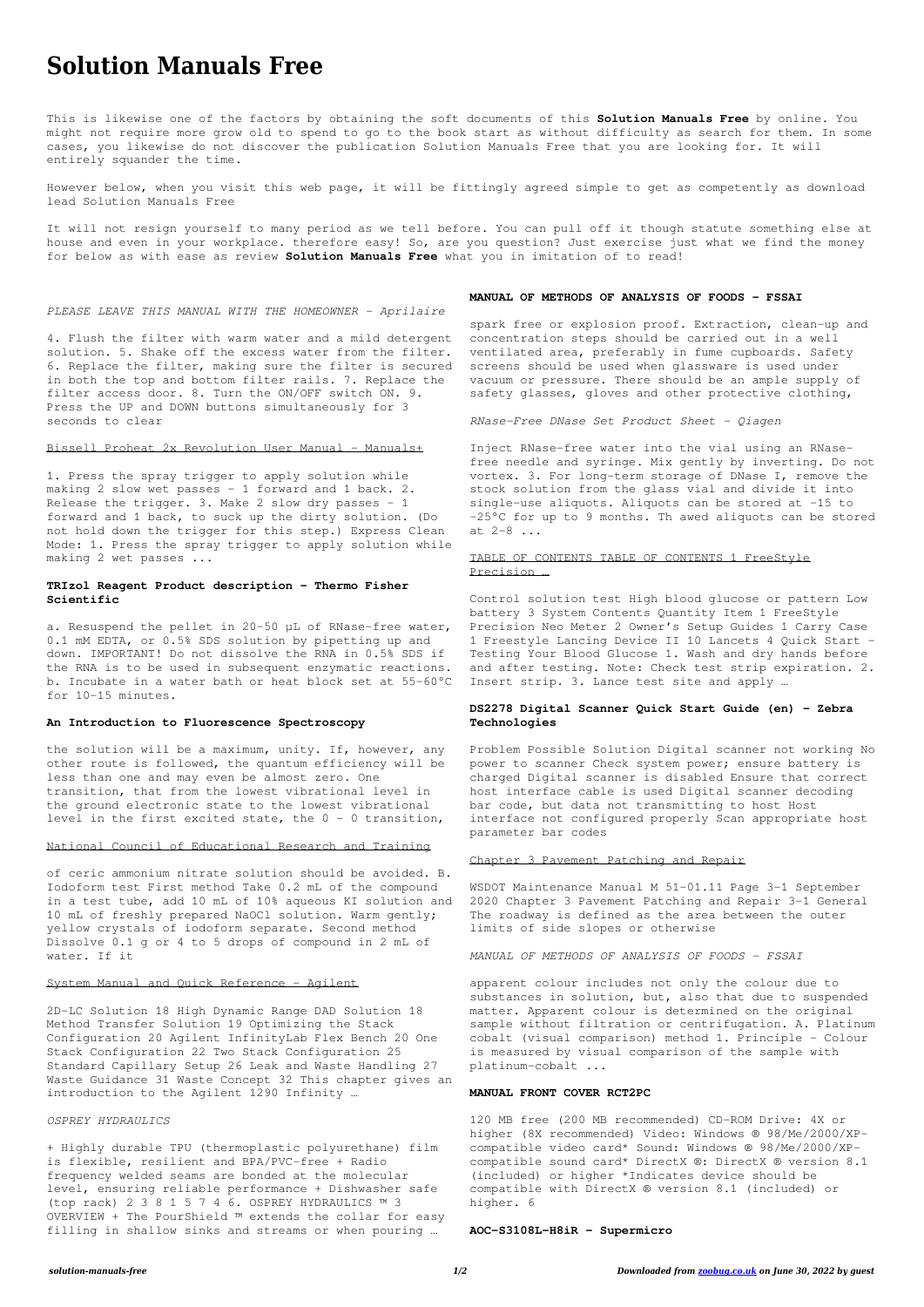# Solution Manuals Free

This is likewise one of the factors by obtaining the soft documents of this **Solution Manuals Free** by online. You might not require more grow old to spend to go to the book start as without difficulty as search for them. In some cases, you likewise do not discover the publication Solution Manuals Free that you are looking for. It will entirely squander the time.

However below, when you visit this web page, it will be fittingly agreed simple to get as competently as download lead Solution Manuals Free

It will not resign yourself to many period as we tell before. You can pull off it though statute something else at house and even in your workplace. therefore easy! So, are you question? Just exercise just what we find the money for below as with ease as review **Solution Manuals Free** what you in imitation of to read!

*PLEASE LEAVE THIS MANUAL WITH THE HOMEOWNER - Aprilaire*

4. Flush the filter with warm water and a mild detergent solution. 5. Shake off the excess water from the filter. 6. Replace the filter, making sure the filter is secured in both the top and bottom filter rails. 7. Replace the filter access door. 8. Turn the ON/OFF switch ON. 9. Press the UP and DOWN buttons simultaneously for 3 seconds to clear

Bissell Proheat 2x Revolution User Manual - Manuals+

1. Press the spray trigger to apply solution while making 2 slow wet passes - 1 forward and 1 back. 2. Release the trigger. 3. Make 2 slow dry passes - 1 forward and 1 back, to suck up the dirty solution. (Do not hold down the trigger for this step.) Express Clean Mode: 1. Press the spray trigger to apply solution while making 2 wet passes ...

**TRIzol Reagent Product description - Thermo Fisher Scientific**

a. Resuspend the pellet in 20–50 µL of RNase-free water, 0.1 mM EDTA, or 0.5% SDS solution by pipetting up and down. IMPORTANT! Do not dissolve the RNA in 0.5% SDS if the RNA is to be used in subsequent enzymatic reactions. b. Incubate in a water bath or heat block set at 55–60°C for 10–15 minutes.

**An Introduction to Fluorescence Spectroscopy**

the solution will be a maximum, unity. If, however, any other route is followed, the quantum efficiency will be less than one and may even be almost zero. One transition, that from the lowest vibrational level in the ground electronic state to the lowest vibrational level in the first excited state, the 0 - 0 transition,

National Council of Educational Research and Training

of ceric ammonium nitrate solution should be avoided. B. Iodoform test First method Take 0.2 mL of the compound in a test tube, add 10 mL of 10% aqueous KI solution and 10 mL of freshly prepared NaOCl solution. Warm gently; yellow crystals of iodoform separate. Second method Dissolve 0.1 g or 4 to 5 drops of compound in 2 mL of water. If it

System Manual and Quick Reference - Agilent

2D-LC Solution 18 High Dynamic Range DAD Solution 18 Method Transfer Solution 19 Optimizing the Stack Configuration 20 Agilent InfinityLab Flex Bench 20 One Stack Configuration 22 Two Stack Configuration 25 Standard Capillary Setup 26 Leak and Waste Handling 27 Waste Guidance 31 Waste Concept 32 This chapter gives an introduction to the Agilent 1290 Infinity …

*OSPREY HYDRAULICS*

+ Highly durable TPU (thermoplastic polyurethane) film is flexible, resilient and BPA/PVC-free + Radio frequency welded seams are bonded at the molecular level, ensuring reliable performance + Dishwasher safe (top rack) 2 3 8 1 5 7 4 6. OSPREY HYDRAULICS ™ 3 OVERVIEW + The PourShield ™ extends the collar for easy filling in shallow sinks and streams or when pouring …

**MANUAL OF METHODS OF ANALYSIS OF FOODS - FSSAI**

spark free or explosion proof. Extraction, clean-up and concentration steps should be carried out in a well ventilated area, preferably in fume cupboards. Safety screens should be used when glassware is used under vacuum or pressure. There should be an ample supply of safety glasses, gloves and other protective clothing,

*RNase-Free DNase Set Product Sheet - Qiagen*

Inject RNase-free water into the vial using an RNase-free needle and syringe. Mix gently by inverting. Do not vortex. 3. For long-term storage of DNase I, remove the stock solution from the glass vial and divide it into single-use aliquots. Aliquots can be stored at –15 to –25°C for up to 9 months. Th awed aliquots can be stored at 2–8 ...

TABLE OF CONTENTS TABLE OF CONTENTS 1 FreeStyle Precision …

Control solution test High blood glucose or pattern Low battery 3 System Contents Quantity Item 1 FreeStyle Precision Neo Meter 2 Owner's Setup Guides 1 Carry Case 1 Freestyle Lancing Device II 10 Lancets 4 Quick Start - Testing Your Blood Glucose 1. Wash and dry hands before and after testing. Note: Check test strip expiration. 2. Insert strip. 3. Lance test site and apply …

**DS2278 Digital Scanner Quick Start Guide (en) - Zebra Technologies**

Problem Possible Solution Digital scanner not working No power to scanner Check system power; ensure battery is charged Digital scanner is disabled Ensure that correct host interface cable is used Digital scanner decoding bar code, but data not transmitting to host Host interface not configured properly Scan appropriate host parameter bar codes

Chapter 3 Pavement Patching and Repair

WSDOT Maintenance Manual M 51-01.11 Page 3-1 September 2020 Chapter 3 Pavement Patching and Repair 3-1 General The roadway is defined as the area between the outer limits of side slopes or otherwise

*MANUAL OF METHODS OF ANALYSIS OF FOODS - FSSAI*

apparent colour includes not only the colour due to substances in solution, but, also that due to suspended matter. Apparent colour is determined on the original sample without filtration or centrifugation. A. Platinum cobalt (visual comparison) method 1. Principle – Colour is measured by visual comparison of the sample with platinum-cobalt ...

**MANUAL FRONT COVER RCT2PC**

120 MB free (200 MB recommended) CD-ROM Drive: 4X or higher (8X recommended) Video: Windows ® 98/Me/2000/XP-compatible video card* Sound: Windows ® 98/Me/2000/XP-compatible sound card* DirectX ®: DirectX ® version 8.1 (included) or higher *Indicates device should be compatible with DirectX ® version 8.1 (included) or higher. 6

**AOC-S3108L-H8iR - Supermicro**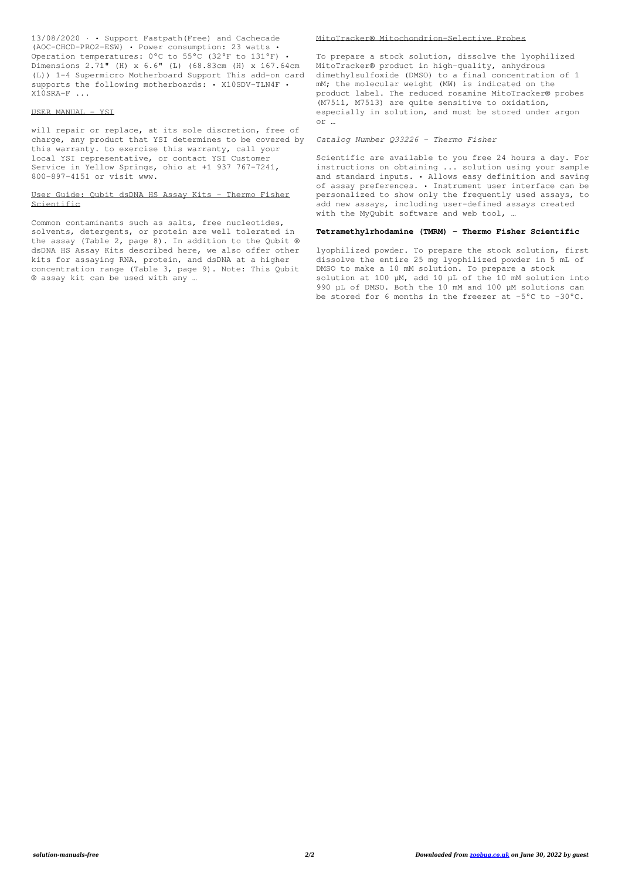13/08/2020 · • Support Fastpath(Free) and Cachecade (AOC-CHCD-PRO2-ESW) • Power consumption: 23 watts • Operation temperatures: 0°C to 55°C (32°F to 131°F) • Dimensions 2.71" (H) x 6.6" (L) (68.83cm (H) x 167.64cm (L)) 1-4 Supermicro Motherboard Support This add-on card supports the following motherboards: • X10SDV-TLN4F • X10SRA-F ...

USER MANUAL - YSI

will repair or replace, at its sole discretion, free of charge, any product that YSI determines to be covered by this warranty. to exercise this warranty, call your local YSI representative, or contact YSI Customer Service in Yellow Springs, ohio at +1 937 767-7241, 800-897-4151 or visit www.

User Guide: Qubit dsDNA HS Assay Kits - Thermo Fisher Scientific

Common contaminants such as salts, free nucleotides, solvents, detergents, or protein are well tolerated in the assay (Table 2, page 8). In addition to the Qubit ® dsDNA HS Assay Kits described here, we also offer other kits for assaying RNA, protein, and dsDNA at a higher concentration range (Table 3, page 9). Note: This Qubit ® assay kit can be used with any …

MitoTracker® Mitochondrion-Selective Probes

To prepare a stock solution, dissolve the lyophilized MitoTracker® product in high-quality, anhydrous dimethylsulfoxide (DMSO) to a final concentration of 1 mM; the molecular weight (MW) is indicated on the product label. The reduced rosamine MitoTracker® probes (M7511, M7513) are quite sensitive to oxidation, especially in solution, and must be stored under argon or …

*Catalog Number Q33226 - Thermo Fisher*

Scientific are available to you free 24 hours a day. For instructions on obtaining ... solution using your sample and standard inputs. • Allows easy definition and saving of assay preferences. • Instrument user interface can be personalized to show only the frequently used assays, to add new assays, including user-defined assays created with the MyQubit software and web tool, …

**Tetramethylrhodamine (TMRM) - Thermo Fisher Scientific**

lyophilized powder. To prepare the stock solution, first dissolve the entire 25 mg lyophilized powder in 5 mL of DMSO to make a 10 mM solution. To prepare a stock solution at 100 µM, add 10 µL of the 10 mM solution into 990 µL of DMSO. Both the 10 mM and 100 µM solutions can be stored for 6 months in the freezer at -5°C to -30°C.